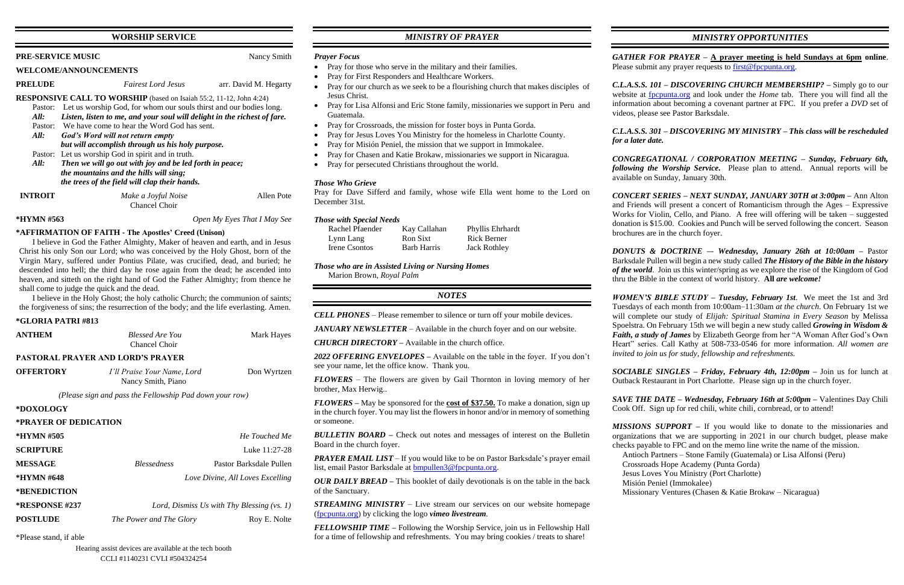## WORSHIP SERVICE

**PRE-SERVICE MUSIC** Nancy Smith

**WELCOME/ANNOUNCEMENTS**

**PRELUDE** *Fairest Lord Jesus* arr. David M. Hegarty

**RESPONSIVE CALL TO WORSHIP** (based on Isaiah 55:2, 11-12, John 4:24)

Pastor: Let us worship God, for whom our souls thirst and our bodies long.
***All: Listen, listen to me, and your soul will delight in the richest of fare.***
Pastor: We have come to hear the Word God has sent.
***All: God's Word will not return empty***
***but will accomplish through us his holy purpose.***
Pastor: Let us worship God in spirit and in truth.
***All: Then we will go out with joy and be led forth in peace;***
***the mountains and the hills will sing;***
***the trees of the field will clap their hands.***

**INTROIT** *Make a Joyful Noise* Allen Pote
Chancel Choir

**\*HYMN #563** *Open My Eyes That I May See*

**\*AFFIRMATION OF FAITH - The Apostles' Creed (Unison)**

I believe in God the Father Almighty, Maker of heaven and earth, and in Jesus Christ his only Son our Lord; who was conceived by the Holy Ghost, born of the Virgin Mary, suffered under Pontius Pilate, was crucified, dead, and buried; he descended into hell; the third day he rose again from the dead; he ascended into heaven, and sitteth on the right hand of God the Father Almighty; from thence he shall come to judge the quick and the dead.

I believe in the Holy Ghost; the holy catholic Church; the communion of saints; the forgiveness of sins; the resurrection of the body; and the life everlasting. Amen.

**\*GLORIA PATRI #813**

**ANTHEM** *Blessed Are You* Mark Hayes
Chancel Choir

**PASTORAL PRAYER AND LORD'S PRAYER**

**OFFERTORY** *I'll Praise Your Name, Lord* Don Wyrtzen
Nancy Smith, Piano

*(Please sign and pass the Fellowship Pad down your row)*

**\*DOXOLOGY**

**\*PRAYER OF DEDICATION**

**\*HYMN #505** *He Touched Me*

**SCRIPTURE** Luke 11:27-28

**MESSAGE** *Blessedness* Pastor Barksdale Pullen

**\*HYMN #648** *Love Divine, All Loves Excelling*

**\*BENEDICTION**

**\*RESPONSE #237** *Lord, Dismiss Us with Thy Blessing (vs. 1)*

**POSTLUDE** *The Power and The Glory* Roy E. Nolte

\*Please stand, if able

Hearing assist devices are available at the tech booth
CCLI #1140231 CVLI #504324254

## *MINISTRY OF PRAYER*

### *Prayer Focus*

- Pray for those who serve in the military and their families.
- Pray for First Responders and Healthcare Workers.
- Pray for our church as we seek to be a flourishing church that makes disciples of Jesus Christ.
- Pray for Lisa Alfonsi and Eric Stone family, missionaries we support in Peru and Guatemala.
- Pray for Crossroads, the mission for foster boys in Punta Gorda.
- Pray for Jesus Loves You Ministry for the homeless in Charlotte County.
- Pray for Misión Peniel, the mission that we support in Immokalee.
- Pray for Chasen and Katie Brokaw, missionaries we support in Nicaragua.
- Pray for persecuted Christians throughout the world.

### *Those Who Grieve*

Pray for Dave Sifferd and family, whose wife Ella went home to the Lord on December 31st.

### *Those with Special Needs*

| | | |
|---|---|---|
| Rachel Pfaender | Kay Callahan | Phyllis Ehrhardt |
| Lynn Lang | Ron Sixt | Rick Berner |
| Irene Csontos | Barb Harris | Jack Rothley |

### *Those who are in Assisted Living or Nursing Homes*

Marion Brown, *Royal Palm*

## *NOTES*

***CELL PHONES*** – Please remember to silence or turn off your mobile devices.

***JANUARY NEWSLETTER*** – Available in the church foyer and on our website.

***CHURCH DIRECTORY*** – Available in the church office.

***2022 OFFERING ENVELOPES*** – Available on the table in the foyer. If you don't see your name, let the office know. Thank you.

***FLOWERS*** – The flowers are given by Gail Thornton in loving memory of her brother, Max Herwig..

***FLOWERS*** – May be sponsored for the **cost of $37.50.** To make a donation, sign up in the church foyer. You may list the flowers in honor and/or in memory of something or someone.

***BULLETIN BOARD*** – Check out notes and messages of interest on the Bulletin Board in the church foyer.

***PRAYER EMAIL LIST*** – If you would like to be on Pastor Barksdale's prayer email list, email Pastor Barksdale at bmpullen3@fpcpunta.org.

***OUR DAILY BREAD*** – This booklet of daily devotionals is on the table in the back of the Sanctuary.

***STREAMING MINISTRY*** – Live stream our services on our website homepage (fpcpunta.org) by clicking the logo ***vimeo livestream***.

***FELLOWSHIP TIME*** – Following the Worship Service, join us in Fellowship Hall for a time of fellowship and refreshments. You may bring cookies / treats to share!

## *MINISTRY OPPORTUNITIES*

***GATHER FOR PRAYER*** – **A prayer meeting is held Sundays at 6pm online**. Please submit any prayer requests to first@fpcpunta.org.

***C.L.A.S.S. 101 – DISCOVERING CHURCH MEMBERSHIP?*** – Simply go to our website at fpcpunta.org and look under the *Home* tab. There you will find all the information about becoming a covenant partner at FPC. If you prefer a *DVD* set of videos, please see Pastor Barksdale.

***C.L.A.S.S. 301 – DISCOVERING MY MINISTRY – This class will be rescheduled for a later date.***

***CONGREGATIONAL / CORPORATION MEETING – Sunday, February 6th, following the Worship Service.*** Please plan to attend. Annual reports will be available on Sunday, January 30th.

***CONCERT SERIES – NEXT SUNDAY, JANUARY 30TH at 3:00pm*** – Ann Alton and Friends will present a concert of Romanticism through the Ages – Expressive Works for Violin, Cello, and Piano. A free will offering will be taken – suggested donation is $15.00. Cookies and Punch will be served following the concert. Season brochures are in the church foyer.

***DONUTS & DOCTRINE –- Wednesday, January 26th at 10:00am*** – Pastor Barksdale Pullen will begin a new study called ***The History of the Bible in the history of the world***. Join us this winter/spring as we explore the rise of the Kingdom of God thru the Bible in the context of world history. **All *are welcome!***

***WOMEN'S BIBLE STUDY – Tuesday, February 1st***. We meet the 1st and 3rd Tuesdays of each month from 10:00am–11:30am *at the church*. On February 1st we will complete our study of *Elijah: Spiritual Stamina in Every Season* by Melissa Spoelstra. On February 15th we will begin a new study called ***Growing in Wisdom & Faith, a study of James*** by Elizabeth George from her "A Woman After God's Own Heart" series. Call Kathy at 508-733-0546 for more information. *All women are invited to join us for study, fellowship and refreshments.*

***SOCIABLE SINGLES – Friday, February 4th, 12:00pm*** – Join us for lunch at Outback Restaurant in Port Charlotte. Please sign up in the church foyer.

***SAVE THE DATE – Wednesday, February 16th at 5:00pm*** – Valentines Day Chili Cook Off. Sign up for red chili, white chili, cornbread, or to attend!

***MISSIONS SUPPORT*** – If you would like to donate to the missionaries and organizations that we are supporting in 2021 in our church budget, please make checks payable to FPC and on the memo line write the name of the mission.

Antioch Partners – Stone Family (Guatemala) or Lisa Alfonsi (Peru)
Crossroads Hope Academy (Punta Gorda)
Jesus Loves You Ministry (Port Charlotte)
Misión Peniel (Immokalee)
Missionary Ventures (Chasen & Katie Brokaw – Nicaragua)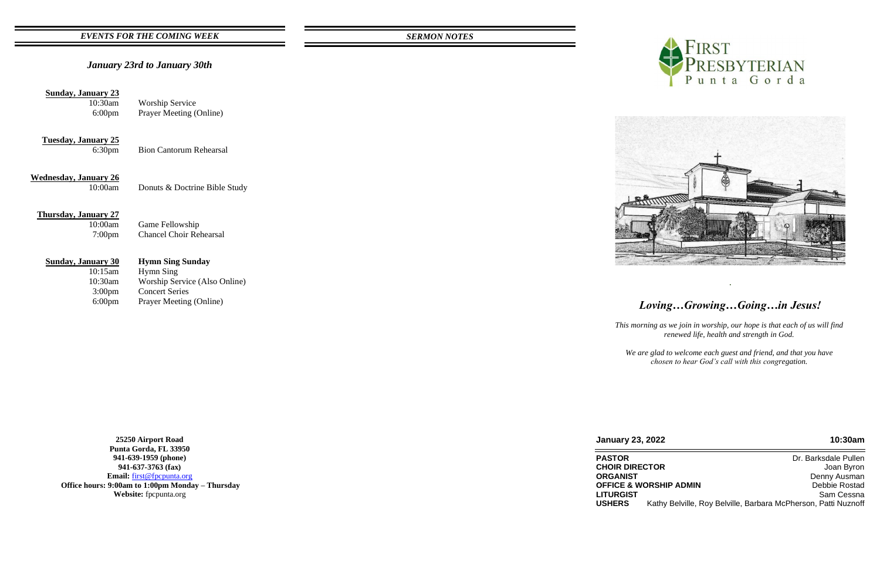## *EVENTS FOR THE COMING WEEK*

### *January 23rd to January 30th*

**Sunday, January 23**

| | |
|---|---|
| 10:30am | Worship Service |
| 6:00pm | Prayer Meeting (Online) |

**Tuesday, January 25**

| | |
|---|---|
| 6:30pm | Bion Cantorum Rehearsal |

**Wednesday, January 26**

| | |
|---|---|
| 10:00am | Donuts & Doctrine Bible Study |

**Thursday, January 27**

| | |
|---|---|
| 10:00am | Game Fellowship |
| 7:00pm | Chancel Choir Rehearsal |

**Sunday, January 30** — **Hymn Sing Sunday**

| | |
|---|---|
| 10:15am | Hymn Sing |
| 10:30am | Worship Service (Also Online) |
| 3:00pm | Concert Series |
| 6:00pm | Prayer Meeting (Online) |

**25250 Airport Road**
**Punta Gorda, FL 33950**
**941-639-1959 (phone)**
**941-637-3763 (fax)**
**Email:** first@fpcpunta.org
**Office hours: 9:00am to 1:00pm Monday – Thursday**
**Website:** fpcpunta.org

## *SERMON NOTES*

# FIRST PRESBYTERIAN
Punta Gorda

## *Loving…Growing…Going…in Jesus!*

*This morning as we join in worship, our hope is that each of us will find renewed life, health and strength in God.*

*We are glad to welcome each guest and friend, and that you have chosen to hear God's call with this congregation.*

**January 23, 2022** — **10:30am**

| | |
|---|---|
| **PASTOR** | Dr. Barksdale Pullen |
| **CHOIR DIRECTOR** | Joan Byron |
| **ORGANIST** | Denny Ausman |
| **OFFICE & WORSHIP ADMIN** | Debbie Rostad |
| **LITURGIST** | Sam Cessna |
| **USHERS** | Kathy Belville, Roy Belville, Barbara McPherson, Patti Nuznoff |